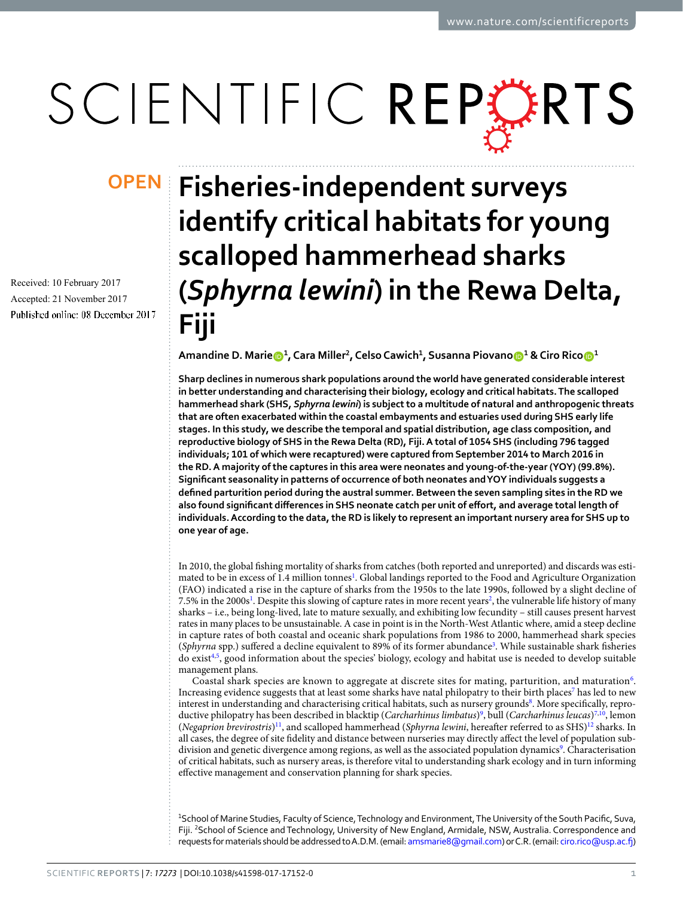# Fisheries-independent surveys identify critical habitats for young scalloped hammerhead sharks (*Sphyrna lewini*) in the Rewa Delta, Fiji

Received: 10 February 2017

Accepted: 21 November 2017

Published online: 08 December 2017

**Amandine D. Marie[1], Cara Miller[2], Celso Cawich[1], Susanna Piovano[1] & Ciro Rico[1]**

**Sharp declines in numerous shark populations around the world have generated considerable interest in better understanding and characterising their biology, ecology and critical habitats. The scalloped hammerhead shark (SHS, *Sphyrna lewini*) is subject to a multitude of natural and anthropogenic threats that are often exacerbated within the coastal embayments and estuaries used during SHS early life stages. In this study, we describe the temporal and spatial distribution, age class composition, and reproductive biology of SHS in the Rewa Delta (RD), Fiji. A total of 1054 SHS (including 796 tagged individuals; 101 of which were recaptured) were captured from September 2014 to March 2016 in the RD. A majority of the captures in this area were neonates and young-of-the-year (YOY) (99.8%). Significant seasonality in patterns of occurrence of both neonates and YOY individuals suggests a defined parturition period during the austral summer. Between the seven sampling sites in the RD we also found significant differences in SHS neonate catch per unit of effort, and average total length of individuals. According to the data, the RD is likely to represent an important nursery area for SHS up to one year of age.**

In 2010, the global fishing mortality of sharks from catches (both reported and unreported) and discards was estimated to be in excess of 1.4 million tonnes[1]. Global landings reported to the Food and Agriculture Organization (FAO) indicated a rise in the capture of sharks from the 1950s to the late 1990s, followed by a slight decline of 7.5% in the 2000s[1]. Despite this slowing of capture rates in more recent years[2], the vulnerable life history of many sharks – i.e., being long-lived, late to mature sexually, and exhibiting low fecundity – still causes present harvest rates in many places to be unsustainable. A case in point is in the North-West Atlantic where, amid a steep decline in capture rates of both coastal and oceanic shark populations from 1986 to 2000, hammerhead shark species (*Sphyrna* spp.) suffered a decline equivalent to 89% of its former abundance[3]. While sustainable shark fisheries do exist[4,5], good information about the species' biology, ecology and habitat use is needed to develop suitable management plans.

Coastal shark species are known to aggregate at discrete sites for mating, parturition, and maturation[6]. Increasing evidence suggests that at least some sharks have natal philopatry to their birth places[7] has led to new interest in understanding and characterising critical habitats, such as nursery grounds[8]. More specifically, reproductive philopatry has been described in blacktip (*Carcharhinus limbatus*)[9], bull (*Carcharhinus leucas*)[7,10], lemon (*Negaprion brevirostris*)[11], and scalloped hammerhead (*Sphyrna lewini*, hereafter referred to as SHS)[12] sharks. In all cases, the degree of site fidelity and distance between nurseries may directly affect the level of population subdivision and genetic divergence among regions, as well as the associated population dynamics[9]. Characterisation of critical habitats, such as nursery areas, is therefore vital to understanding shark ecology and in turn informing effective management and conservation planning for shark species.

[1]School of Marine Studies, Faculty of Science, Technology and Environment, The University of the South Pacific, Suva, Fiji. [2]School of Science and Technology, University of New England, Armidale, NSW, Australia. Correspondence and requests for materials should be addressed to A.D.M. (email: amsmarie8@gmail.com) or C.R. (email: ciro.rico@usp.ac.fj)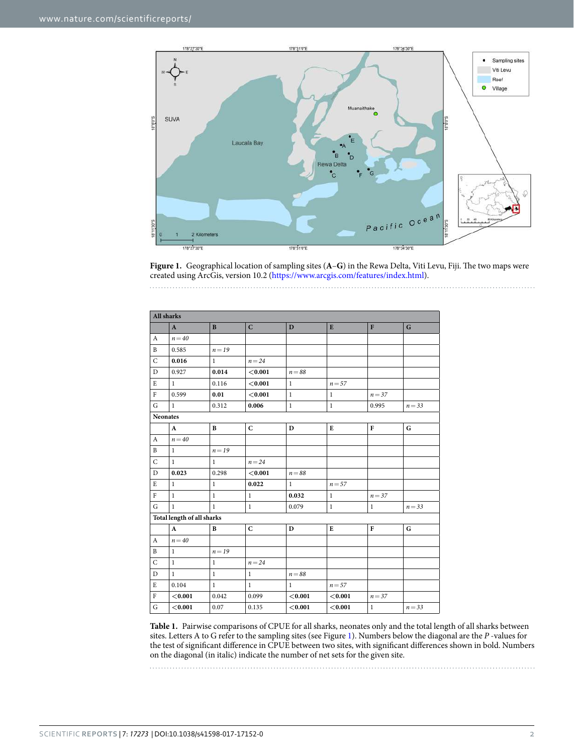**Figure 1.** Geographical location of sampling sites (**A**–**G**) in the Rewa Delta, Viti Levu, Fiji. The two maps were created using ArcGis, version 10.2 (https://www.arcgis.com/features/index.html).

| **All sharks** | | | | | | | |
|---|---|---|---|---|---|---|---|
| | **A** | **B** | **C** | **D** | **E** | **F** | **G** |
| A | *n = 40* | | | | | | |
| B | 0.585 | *n = 19* | | | | | |
| C | **0.016** | 1 | *n = 24* | | | | |
| D | 0.927 | **0.014** | **<0.001** | *n = 88* | | | |
| E | 1 | 0.116 | **<0.001** | 1 | *n = 57* | | |
| F | 0.599 | **0.01** | **<0.001** | 1 | 1 | *n = 37* | |
| G | 1 | 0.312 | **0.006** | 1 | 1 | 0.995 | *n = 33* |
| **Neonates** | | | | | | | |
| | **A** | **B** | **C** | **D** | **E** | **F** | **G** |
| A | *n = 40* | | | | | | |
| B | 1 | *n = 19* | | | | | |
| C | 1 | 1 | *n = 24* | | | | |
| D | **0.023** | 0.298 | **<0.001** | *n = 88* | | | |
| E | 1 | 1 | **0.022** | 1 | *n = 57* | | |
| F | 1 | 1 | 1 | **0.032** | 1 | *n = 37* | |
| G | 1 | 1 | 1 | 0.079 | 1 | 1 | *n = 33* |
| **Total length of all sharks** | | | | | | | |
| | **A** | **B** | **C** | **D** | **E** | **F** | **G** |
| A | *n = 40* | | | | | | |
| B | 1 | *n = 19* | | | | | |
| C | 1 | 1 | *n = 24* | | | | |
| D | 1 | 1 | 1 | *n = 88* | | | |
| E | 0.104 | 1 | 1 | 1 | *n = 57* | | |
| F | **<0.001** | 0.042 | 0.099 | **<0.001** | **<0.001** | *n = 37* | |
| G | **<0.001** | 0.07 | 0.135 | **<0.001** | **<0.001** | 1 | *n = 33* |

**Table 1.** Pairwise comparisons of CPUE for all sharks, neonates only and the total length of all sharks between sites. Letters A to G refer to the sampling sites (see Figure 1). Numbers below the diagonal are the *P* -values for the test of significant difference in CPUE between two sites, with significant differences shown in bold. Numbers on the diagonal (in italic) indicate the number of net sets for the given site.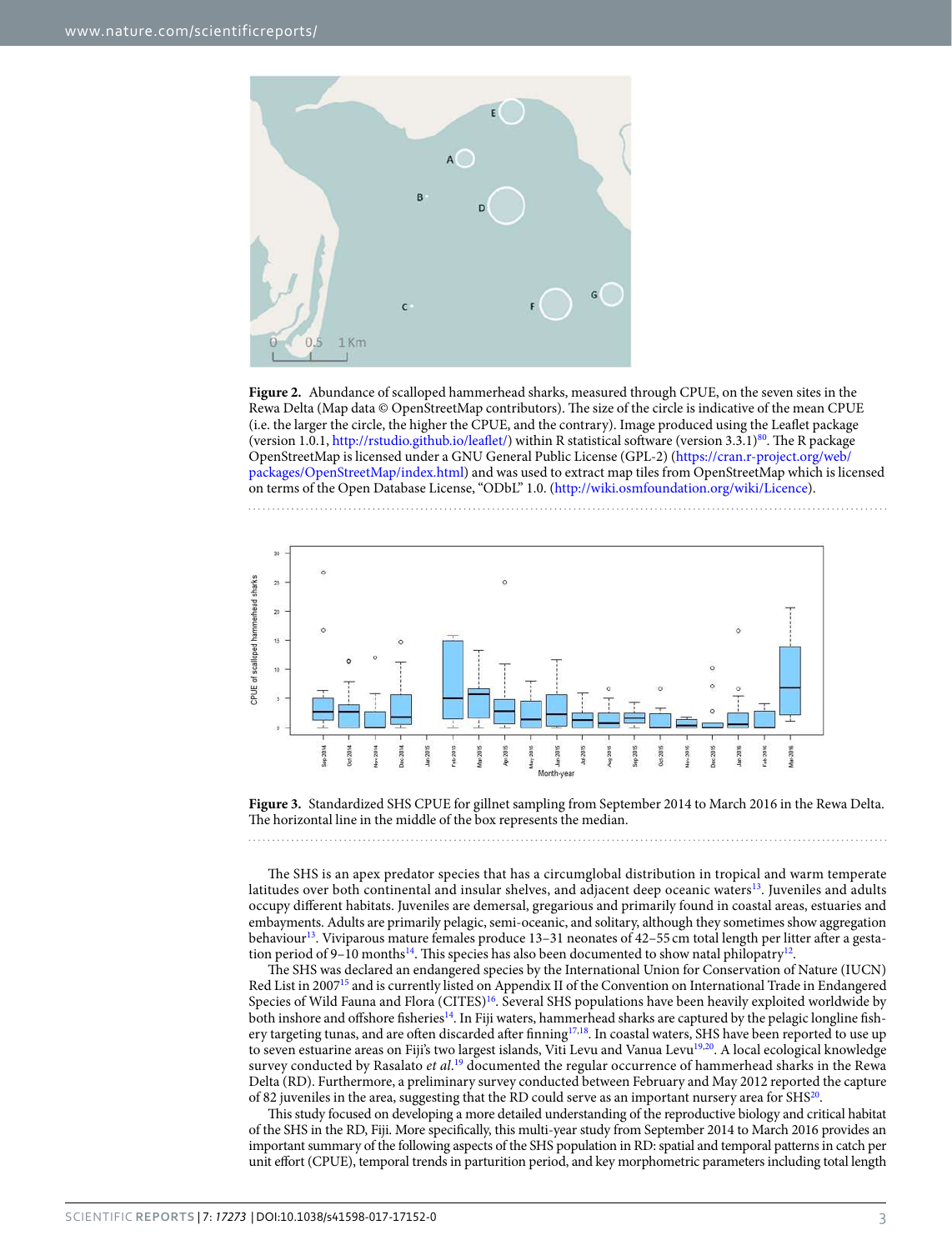Figure 2. Abundance of scalloped hammerhead sharks, measured through CPUE, on the seven sites in the Rewa Delta (Map data © OpenStreetMap contributors). The size of the circle is indicative of the mean CPUE (i.e. the larger the circle, the higher the CPUE, and the contrary). Image produced using the Leaflet package (version 1.0.1, http://rstudio.github.io/leaflet/) within R statistical software (version 3.3.1)[80]. The R package OpenStreetMap is licensed under a GNU General Public License (GPL-2) (https://cran.r-project.org/web/packages/OpenStreetMap/index.html) and was used to extract map tiles from OpenStreetMap which is licensed on terms of the Open Database License, "ODbL" 1.0. (http://wiki.osmfoundation.org/wiki/Licence).

Figure 3. Standardized SHS CPUE for gillnet sampling from September 2014 to March 2016 in the Rewa Delta. The horizontal line in the middle of the box represents the median.

The SHS is an apex predator species that has a circumglobal distribution in tropical and warm temperate latitudes over both continental and insular shelves, and adjacent deep oceanic waters[13]. Juveniles and adults occupy different habitats. Juveniles are demersal, gregarious and primarily found in coastal areas, estuaries and embayments. Adults are primarily pelagic, semi-oceanic, and solitary, although they sometimes show aggregation behaviour[13]. Viviparous mature females produce 13–31 neonates of 42–55 cm total length per litter after a gestation period of 9–10 months[14]. This species has also been documented to show natal philopatry[12].

The SHS was declared an endangered species by the International Union for Conservation of Nature (IUCN) Red List in 2007[15] and is currently listed on Appendix II of the Convention on International Trade in Endangered Species of Wild Fauna and Flora (CITES)[16]. Several SHS populations have been heavily exploited worldwide by both inshore and offshore fisheries[14]. In Fiji waters, hammerhead sharks are captured by the pelagic longline fishery targeting tunas, and are often discarded after finning[17,18]. In coastal waters, SHS have been reported to use up to seven estuarine areas on Fiji's two largest islands, Viti Levu and Vanua Levu[19,20]. A local ecological knowledge survey conducted by Rasalato *et al.*[19] documented the regular occurrence of hammerhead sharks in the Rewa Delta (RD). Furthermore, a preliminary survey conducted between February and May 2012 reported the capture of 82 juveniles in the area, suggesting that the RD could serve as an important nursery area for SHS[20].

This study focused on developing a more detailed understanding of the reproductive biology and critical habitat of the SHS in the RD, Fiji. More specifically, this multi-year study from September 2014 to March 2016 provides an important summary of the following aspects of the SHS population in RD: spatial and temporal patterns in catch per unit effort (CPUE), temporal trends in parturition period, and key morphometric parameters including total length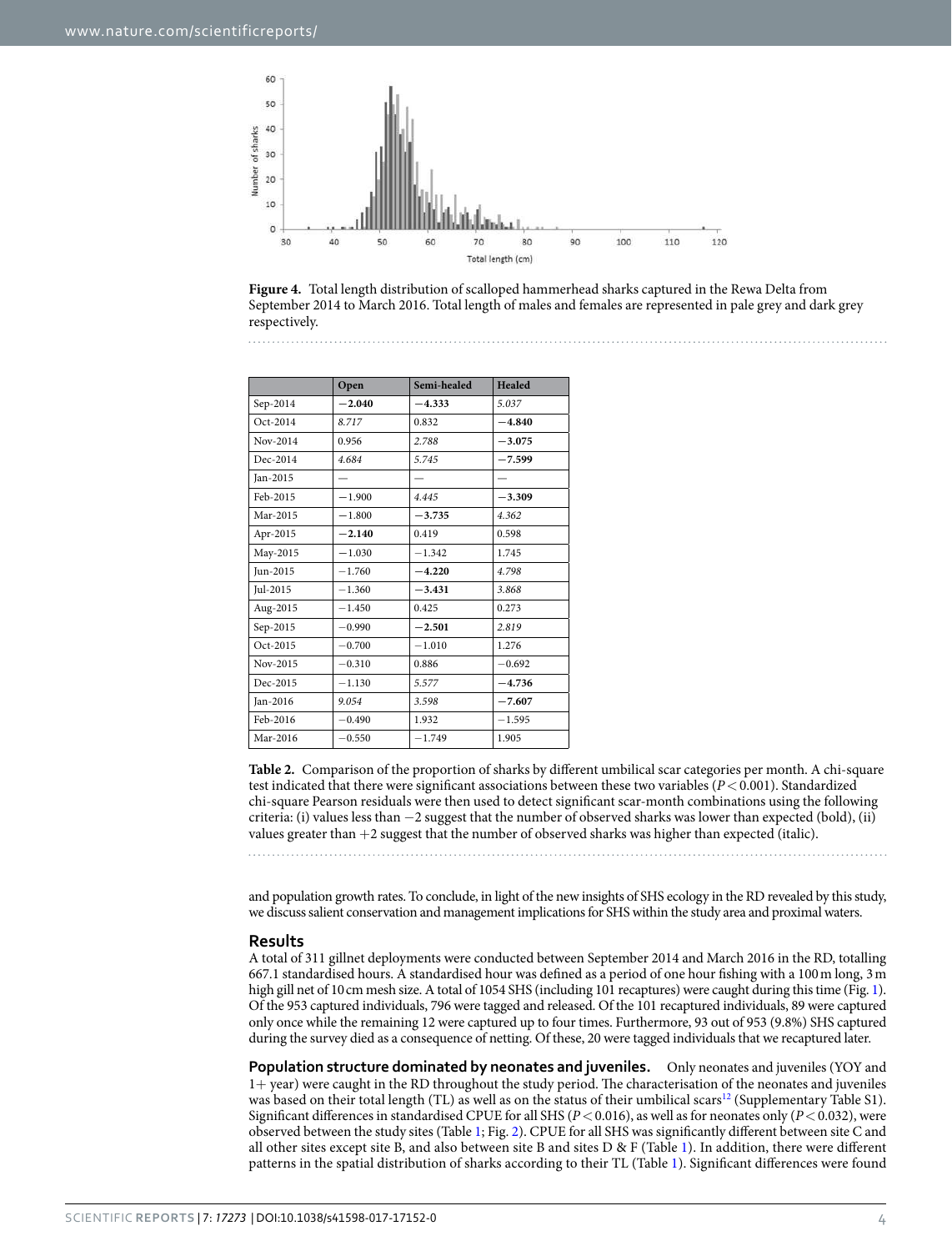**Figure 4.** Total length distribution of scalloped hammerhead sharks captured in the Rewa Delta from September 2014 to March 2016. Total length of males and females are represented in pale grey and dark grey respectively.

| | Open | Semi-healed | Healed |
|---|---|---|---|
| Sep-2014 | **−2.040** | **−4.333** | *5.037* |
| Oct-2014 | *8.717* | 0.832 | **−4.840** |
| Nov-2014 | 0.956 | *2.788* | **−3.075** |
| Dec-2014 | *4.684* | *5.745* | **−7.599** |
| Jan-2015 | — | — | — |
| Feb-2015 | −1.900 | *4.445* | **−3.309** |
| Mar-2015 | −1.800 | **−3.735** | *4.362* |
| Apr-2015 | **−2.140** | 0.419 | 0.598 |
| May-2015 | −1.030 | −1.342 | 1.745 |
| Jun-2015 | −1.760 | **−4.220** | *4.798* |
| Jul-2015 | −1.360 | **−3.431** | *3.868* |
| Aug-2015 | −1.450 | 0.425 | 0.273 |
| Sep-2015 | −0.990 | **−2.501** | *2.819* |
| Oct-2015 | −0.700 | −1.010 | 1.276 |
| Nov-2015 | −0.310 | 0.886 | −0.692 |
| Dec-2015 | −1.130 | *5.577* | **−4.736** |
| Jan-2016 | *9.054* | *3.598* | **−7.607** |
| Feb-2016 | −0.490 | 1.932 | −1.595 |
| Mar-2016 | −0.550 | −1.749 | 1.905 |

**Table 2.** Comparison of the proportion of sharks by different umbilical scar categories per month. A chi-square test indicated that there were significant associations between these two variables ($P < 0.001$). Standardized chi-square Pearson residuals were then used to detect significant scar-month combinations using the following criteria: (i) values less than −2 suggest that the number of observed sharks was lower than expected (bold), (ii) values greater than +2 suggest that the number of observed sharks was higher than expected (italic).

and population growth rates. To conclude, in light of the new insights of SHS ecology in the RD revealed by this study, we discuss salient conservation and management implications for SHS within the study area and proximal waters.

## Results

A total of 311 gillnet deployments were conducted between September 2014 and March 2016 in the RD, totalling 667.1 standardised hours. A standardised hour was defined as a period of one hour fishing with a 100 m long, 3 m high gill net of 10 cm mesh size. A total of 1054 SHS (including 101 recaptures) were caught during this time (Fig. 1). Of the 953 captured individuals, 796 were tagged and released. Of the 101 recaptured individuals, 89 were captured only once while the remaining 12 were captured up to four times. Furthermore, 93 out of 953 (9.8%) SHS captured during the survey died as a consequence of netting. Of these, 20 were tagged individuals that we recaptured later.

**Population structure dominated by neonates and juveniles.** Only neonates and juveniles (YOY and 1+ year) were caught in the RD throughout the study period. The characterisation of the neonates and juveniles was based on their total length (TL) as well as on the status of their umbilical scars[12] (Supplementary Table S1). Significant differences in standardised CPUE for all SHS ($P < 0.016$), as well as for neonates only ($P < 0.032$), were observed between the study sites (Table 1; Fig. 2). CPUE for all SHS was significantly different between site C and all other sites except site B, and also between site B and sites D & F (Table 1). In addition, there were different patterns in the spatial distribution of sharks according to their TL (Table 1). Significant differences were found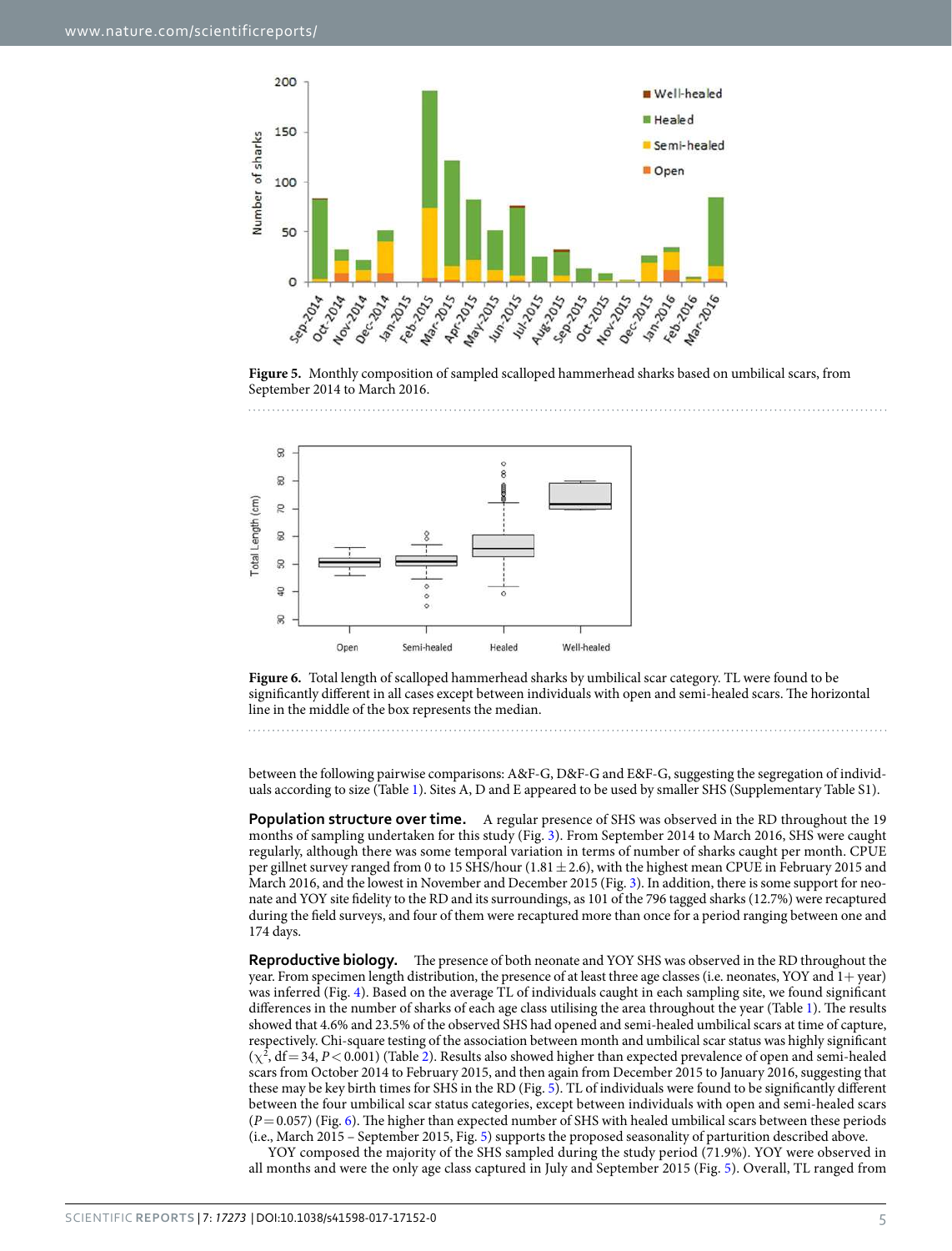**Figure 5.** Monthly composition of sampled scalloped hammerhead sharks based on umbilical scars, from September 2014 to March 2016.

**Figure 6.** Total length of scalloped hammerhead sharks by umbilical scar category. TL were found to be significantly different in all cases except between individuals with open and semi-healed scars. The horizontal line in the middle of the box represents the median.

between the following pairwise comparisons: A&F-G, D&F-G and E&F-G, suggesting the segregation of individuals according to size (Table 1). Sites A, D and E appeared to be used by smaller SHS (Supplementary Table S1).

**Population structure over time.** A regular presence of SHS was observed in the RD throughout the 19 months of sampling undertaken for this study (Fig. 3). From September 2014 to March 2016, SHS were caught regularly, although there was some temporal variation in terms of number of sharks caught per month. CPUE per gillnet survey ranged from 0 to 15 SHS/hour ($1.81 \pm 2.6$), with the highest mean CPUE in February 2015 and March 2016, and the lowest in November and December 2015 (Fig. 3). In addition, there is some support for neonate and YOY site fidelity to the RD and its surroundings, as 101 of the 796 tagged sharks (12.7%) were recaptured during the field surveys, and four of them were recaptured more than once for a period ranging between one and 174 days.

**Reproductive biology.** The presence of both neonate and YOY SHS was observed in the RD throughout the year. From specimen length distribution, the presence of at least three age classes (i.e. neonates, YOY and 1+ year) was inferred (Fig. 4). Based on the average TL of individuals caught in each sampling site, we found significant differences in the number of sharks of each age class utilising the area throughout the year (Table 1). The results showed that 4.6% and 23.5% of the observed SHS had opened and semi-healed umbilical scars at time of capture, respectively. Chi-square testing of the association between month and umbilical scar status was highly significant ($\chi^2$, df = 34, $P < 0.001$) (Table 2). Results also showed higher than expected prevalence of open and semi-healed scars from October 2014 to February 2015, and then again from December 2015 to January 2016, suggesting that these may be key birth times for SHS in the RD (Fig. 5). TL of individuals were found to be significantly different between the four umbilical scar status categories, except between individuals with open and semi-healed scars ($P = 0.057$) (Fig. 6). The higher than expected number of SHS with healed umbilical scars between these periods (i.e., March 2015 – September 2015, Fig. 5) supports the proposed seasonality of parturition described above.

YOY composed the majority of the SHS sampled during the study period (71.9%). YOY were observed in all months and were the only age class captured in July and September 2015 (Fig. 5). Overall, TL ranged from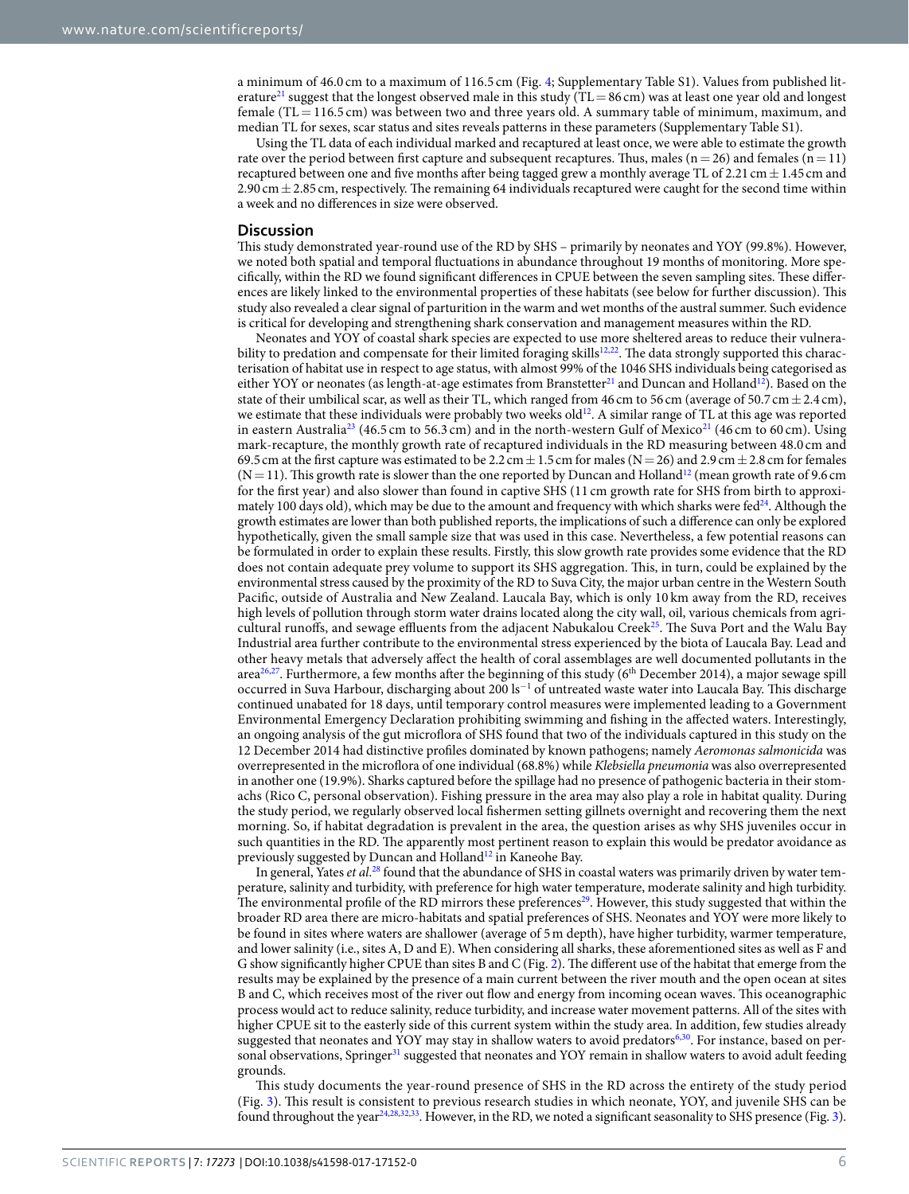a minimum of 46.0 cm to a maximum of 116.5 cm (Fig. 4; Supplementary Table S1). Values from published literature[21] suggest that the longest observed male in this study (TL = 86 cm) was at least one year old and longest female (TL = 116.5 cm) was between two and three years old. A summary table of minimum, maximum, and median TL for sexes, scar status and sites reveals patterns in these parameters (Supplementary Table S1).

Using the TL data of each individual marked and recaptured at least once, we were able to estimate the growth rate over the period between first capture and subsequent recaptures. Thus, males (n = 26) and females (n = 11) recaptured between one and five months after being tagged grew a monthly average TL of 2.21 cm ± 1.45 cm and 2.90 cm ± 2.85 cm, respectively. The remaining 64 individuals recaptured were caught for the second time within a week and no differences in size were observed.

## Discussion

This study demonstrated year-round use of the RD by SHS – primarily by neonates and YOY (99.8%). However, we noted both spatial and temporal fluctuations in abundance throughout 19 months of monitoring. More specifically, within the RD we found significant differences in CPUE between the seven sampling sites. These differences are likely linked to the environmental properties of these habitats (see below for further discussion). This study also revealed a clear signal of parturition in the warm and wet months of the austral summer. Such evidence is critical for developing and strengthening shark conservation and management measures within the RD.

Neonates and YOY of coastal shark species are expected to use more sheltered areas to reduce their vulnerability to predation and compensate for their limited foraging skills[12,22]. The data strongly supported this characterisation of habitat use in respect to age status, with almost 99% of the 1046 SHS individuals being categorised as either YOY or neonates (as length-at-age estimates from Branstetter[21] and Duncan and Holland[12]). Based on the state of their umbilical scar, as well as their TL, which ranged from 46 cm to 56 cm (average of 50.7 cm ± 2.4 cm), we estimate that these individuals were probably two weeks old[12]. A similar range of TL at this age was reported in eastern Australia[23] (46.5 cm to 56.3 cm) and in the north-western Gulf of Mexico[21] (46 cm to 60 cm). Using mark-recapture, the monthly growth rate of recaptured individuals in the RD measuring between 48.0 cm and 69.5 cm at the first capture was estimated to be 2.2 cm ± 1.5 cm for males (N = 26) and 2.9 cm ± 2.8 cm for females (N = 11). This growth rate is slower than the one reported by Duncan and Holland[12] (mean growth rate of 9.6 cm for the first year) and also slower than found in captive SHS (11 cm growth rate for SHS from birth to approximately 100 days old), which may be due to the amount and frequency with which sharks were fed[24]. Although the growth estimates are lower than both published reports, the implications of such a difference can only be explored hypothetically, given the small sample size that was used in this case. Nevertheless, a few potential reasons can be formulated in order to explain these results. Firstly, this slow growth rate provides some evidence that the RD does not contain adequate prey volume to support its SHS aggregation. This, in turn, could be explained by the environmental stress caused by the proximity of the RD to Suva City, the major urban centre in the Western South Pacific, outside of Australia and New Zealand. Laucala Bay, which is only 10 km away from the RD, receives high levels of pollution through storm water drains located along the city wall, oil, various chemicals from agricultural runoffs, and sewage effluents from the adjacent Nabukalou Creek[25]. The Suva Port and the Walu Bay Industrial area further contribute to the environmental stress experienced by the biota of Laucala Bay. Lead and other heavy metals that adversely affect the health of coral assemblages are well documented pollutants in the area[26,27]. Furthermore, a few months after the beginning of this study (6th December 2014), a major sewage spill occurred in Suva Harbour, discharging about 200 $ls^{-1}$ of untreated waste water into Laucala Bay. This discharge continued unabated for 18 days, until temporary control measures were implemented leading to a Government Environmental Emergency Declaration prohibiting swimming and fishing in the affected waters. Interestingly, an ongoing analysis of the gut microflora of SHS found that two of the individuals captured in this study on the 12 December 2014 had distinctive profiles dominated by known pathogens; namely *Aeromonas salmonicida* was overrepresented in the microflora of one individual (68.8%) while *Klebsiella pneumonia* was also overrepresented in another one (19.9%). Sharks captured before the spillage had no presence of pathogenic bacteria in their stomachs (Rico C, personal observation). Fishing pressure in the area may also play a role in habitat quality. During the study period, we regularly observed local fishermen setting gillnets overnight and recovering them the next morning. So, if habitat degradation is prevalent in the area, the question arises as why SHS juveniles occur in such quantities in the RD. The apparently most pertinent reason to explain this would be predator avoidance as previously suggested by Duncan and Holland[12] in Kaneohe Bay.

In general, Yates *et al*.[28] found that the abundance of SHS in coastal waters was primarily driven by water temperature, salinity and turbidity, with preference for high water temperature, moderate salinity and high turbidity. The environmental profile of the RD mirrors these preferences[29]. However, this study suggested that within the broader RD area there are micro-habitats and spatial preferences of SHS. Neonates and YOY were more likely to be found in sites where waters are shallower (average of 5 m depth), have higher turbidity, warmer temperature, and lower salinity (i.e., sites A, D and E). When considering all sharks, these aforementioned sites as well as F and G show significantly higher CPUE than sites B and C (Fig. 2). The different use of the habitat that emerge from the results may be explained by the presence of a main current between the river mouth and the open ocean at sites B and C, which receives most of the river out flow and energy from incoming ocean waves. This oceanographic process would act to reduce salinity, reduce turbidity, and increase water movement patterns. All of the sites with higher CPUE sit to the easterly side of this current system within the study area. In addition, few studies already suggested that neonates and YOY may stay in shallow waters to avoid predators[6,30]. For instance, based on personal observations, Springer[31] suggested that neonates and YOY remain in shallow waters to avoid adult feeding grounds.

This study documents the year-round presence of SHS in the RD across the entirety of the study period (Fig. 3). This result is consistent to previous research studies in which neonate, YOY, and juvenile SHS can be found throughout the year[24,28,32,33]. However, in the RD, we noted a significant seasonality to SHS presence (Fig. 3).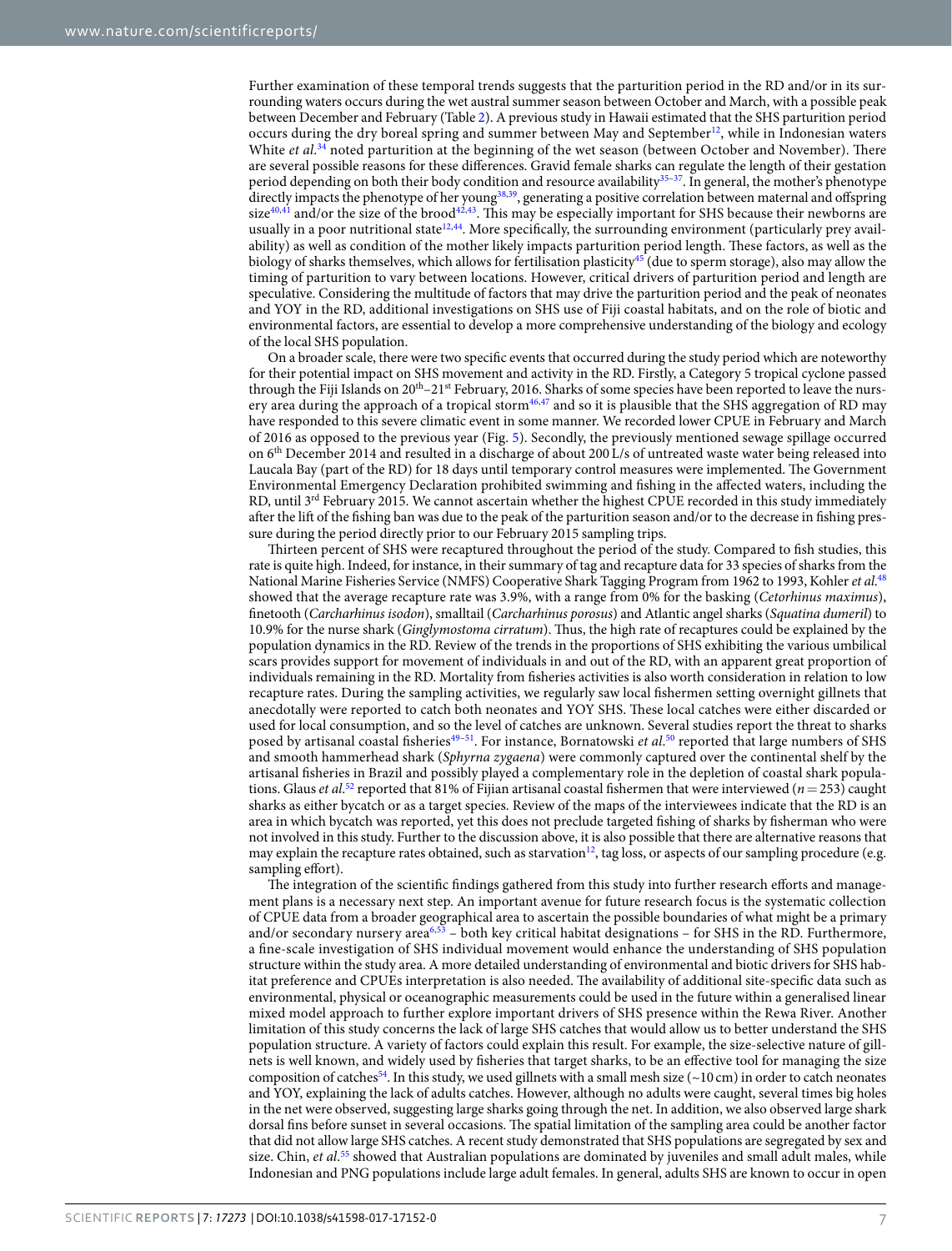Further examination of these temporal trends suggests that the parturition period in the RD and/or in its surrounding waters occurs during the wet austral summer season between October and March, with a possible peak between December and February (Table 2). A previous study in Hawaii estimated that the SHS parturition period occurs during the dry boreal spring and summer between May and September[12], while in Indonesian waters White *et al.*[34] noted parturition at the beginning of the wet season (between October and November). There are several possible reasons for these differences. Gravid female sharks can regulate the length of their gestation period depending on both their body condition and resource availability[35–37]. In general, the mother's phenotype directly impacts the phenotype of her young[38,39], generating a positive correlation between maternal and offspring size[40,41] and/or the size of the brood[42,43]. This may be especially important for SHS because their newborns are usually in a poor nutritional state[12,44]. More specifically, the surrounding environment (particularly prey availability) as well as condition of the mother likely impacts parturition period length. These factors, as well as the biology of sharks themselves, which allows for fertilisation plasticity[45] (due to sperm storage), also may allow the timing of parturition to vary between locations. However, critical drivers of parturition period and length are speculative. Considering the multitude of factors that may drive the parturition period and the peak of neonates and YOY in the RD, additional investigations on SHS use of Fiji coastal habitats, and on the role of biotic and environmental factors, are essential to develop a more comprehensive understanding of the biology and ecology of the local SHS population.

On a broader scale, there were two specific events that occurred during the study period which are noteworthy for their potential impact on SHS movement and activity in the RD. Firstly, a Category 5 tropical cyclone passed through the Fiji Islands on 20th–21st February, 2016. Sharks of some species have been reported to leave the nursery area during the approach of a tropical storm[46,47] and so it is plausible that the SHS aggregation of RD may have responded to this severe climatic event in some manner. We recorded lower CPUE in February and March of 2016 as opposed to the previous year (Fig. 5). Secondly, the previously mentioned sewage spillage occurred on 6th December 2014 and resulted in a discharge of about 200 L/s of untreated waste water being released into Laucala Bay (part of the RD) for 18 days until temporary control measures were implemented. The Government Environmental Emergency Declaration prohibited swimming and fishing in the affected waters, including the RD, until 3rd February 2015. We cannot ascertain whether the highest CPUE recorded in this study immediately after the lift of the fishing ban was due to the peak of the parturition season and/or to the decrease in fishing pressure during the period directly prior to our February 2015 sampling trips.

Thirteen percent of SHS were recaptured throughout the period of the study. Compared to fish studies, this rate is quite high. Indeed, for instance, in their summary of tag and recapture data for 33 species of sharks from the National Marine Fisheries Service (NMFS) Cooperative Shark Tagging Program from 1962 to 1993, Kohler *et al.*[48] showed that the average recapture rate was 3.9%, with a range from 0% for the basking (*Cetorhinus maximus*), finetooth (*Carcharhinus isodon*), smalltail (*Carcharhinus porosus*) and Atlantic angel sharks (*Squatina dumeril*) to 10.9% for the nurse shark (*Ginglymostoma cirratum*). Thus, the high rate of recaptures could be explained by the population dynamics in the RD. Review of the trends in the proportions of SHS exhibiting the various umbilical scars provides support for movement of individuals in and out of the RD, with an apparent great proportion of individuals remaining in the RD. Mortality from fisheries activities is also worth consideration in relation to low recapture rates. During the sampling activities, we regularly saw local fishermen setting overnight gillnets that anecdotally were reported to catch both neonates and YOY SHS. These local catches were either discarded or used for local consumption, and so the level of catches are unknown. Several studies report the threat to sharks posed by artisanal coastal fisheries[49–51]. For instance, Bornatowski *et al.*[50] reported that large numbers of SHS and smooth hammerhead shark (*Sphyrna zygaena*) were commonly captured over the continental shelf by the artisanal fisheries in Brazil and possibly played a complementary role in the depletion of coastal shark populations. Glaus *et al.*[52] reported that 81% of Fijian artisanal coastal fishermen that were interviewed (*n* = 253) caught sharks as either bycatch or as a target species. Review of the maps of the interviewees indicate that the RD is an area in which bycatch was reported, yet this does not preclude targeted fishing of sharks by fisherman who were not involved in this study. Further to the discussion above, it is also possible that there are alternative reasons that may explain the recapture rates obtained, such as starvation[12], tag loss, or aspects of our sampling procedure (e.g. sampling effort).

The integration of the scientific findings gathered from this study into further research efforts and management plans is a necessary next step. An important avenue for future research focus is the systematic collection of CPUE data from a broader geographical area to ascertain the possible boundaries of what might be a primary and/or secondary nursery area[6,53] – both key critical habitat designations – for SHS in the RD. Furthermore, a fine-scale investigation of SHS individual movement would enhance the understanding of SHS population structure within the study area. A more detailed understanding of environmental and biotic drivers for SHS habitat preference and CPUEs interpretation is also needed. The availability of additional site-specific data such as environmental, physical or oceanographic measurements could be used in the future within a generalised linear mixed model approach to further explore important drivers of SHS presence within the Rewa River. Another limitation of this study concerns the lack of large SHS catches that would allow us to better understand the SHS population structure. A variety of factors could explain this result. For example, the size-selective nature of gillnets is well known, and widely used by fisheries that target sharks, to be an effective tool for managing the size composition of catches[54]. In this study, we used gillnets with a small mesh size (~10 cm) in order to catch neonates and YOY, explaining the lack of adults catches. However, although no adults were caught, several times big holes in the net were observed, suggesting large sharks going through the net. In addition, we also observed large shark dorsal fins before sunset in several occasions. The spatial limitation of the sampling area could be another factor that did not allow large SHS catches. A recent study demonstrated that SHS populations are segregated by sex and size. Chin, *et al.*[55] showed that Australian populations are dominated by juveniles and small adult males, while Indonesian and PNG populations include large adult females. In general, adults SHS are known to occur in open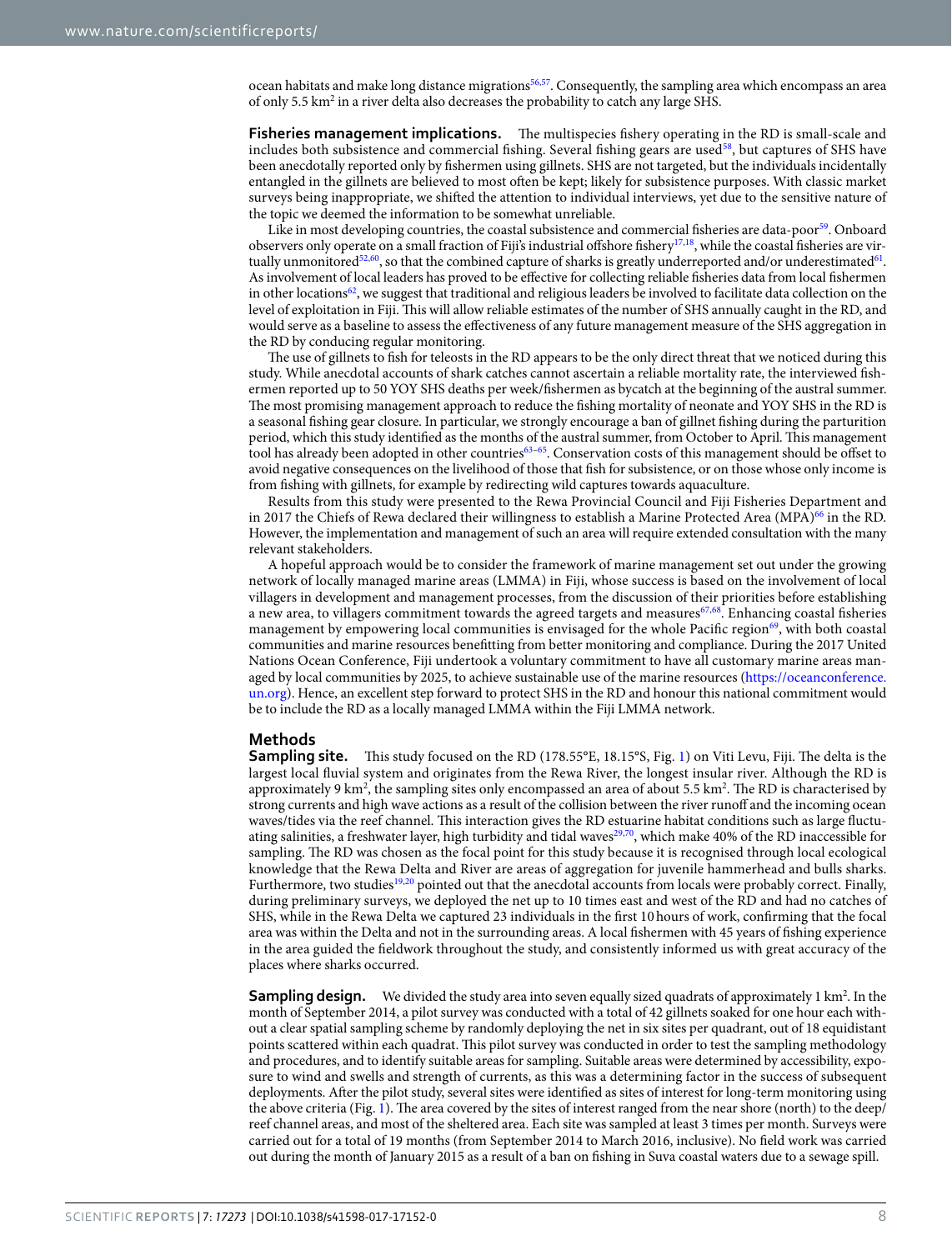ocean habitats and make long distance migrations[56,57]. Consequently, the sampling area which encompass an area of only 5.5 km$^2$ in a river delta also decreases the probability to catch any large SHS.

**Fisheries management implications.** The multispecies fishery operating in the RD is small-scale and includes both subsistence and commercial fishing. Several fishing gears are used[58], but captures of SHS have been anecdotally reported only by fishermen using gillnets. SHS are not targeted, but the individuals incidentally entangled in the gillnets are believed to most often be kept; likely for subsistence purposes. With classic market surveys being inappropriate, we shifted the attention to individual interviews, yet due to the sensitive nature of the topic we deemed the information to be somewhat unreliable.

Like in most developing countries, the coastal subsistence and commercial fisheries are data-poor[59]. Onboard observers only operate on a small fraction of Fiji's industrial offshore fishery[17,18], while the coastal fisheries are virtually unmonitored[52,60], so that the combined capture of sharks is greatly underreported and/or underestimated[61]. As involvement of local leaders has proved to be effective for collecting reliable fisheries data from local fishermen in other locations[62], we suggest that traditional and religious leaders be involved to facilitate data collection on the level of exploitation in Fiji. This will allow reliable estimates of the number of SHS annually caught in the RD, and would serve as a baseline to assess the effectiveness of any future management measure of the SHS aggregation in the RD by conducing regular monitoring.

The use of gillnets to fish for teleosts in the RD appears to be the only direct threat that we noticed during this study. While anecdotal accounts of shark catches cannot ascertain a reliable mortality rate, the interviewed fishermen reported up to 50 YOY SHS deaths per week/fishermen as bycatch at the beginning of the austral summer. The most promising management approach to reduce the fishing mortality of neonate and YOY SHS in the RD is a seasonal fishing gear closure. In particular, we strongly encourage a ban of gillnet fishing during the parturition period, which this study identified as the months of the austral summer, from October to April. This management tool has already been adopted in other countries[63–65]. Conservation costs of this management should be offset to avoid negative consequences on the livelihood of those that fish for subsistence, or on those whose only income is from fishing with gillnets, for example by redirecting wild captures towards aquaculture.

Results from this study were presented to the Rewa Provincial Council and Fiji Fisheries Department and in 2017 the Chiefs of Rewa declared their willingness to establish a Marine Protected Area (MPA)[66] in the RD. However, the implementation and management of such an area will require extended consultation with the many relevant stakeholders.

A hopeful approach would be to consider the framework of marine management set out under the growing network of locally managed marine areas (LMMA) in Fiji, whose success is based on the involvement of local villagers in development and management processes, from the discussion of their priorities before establishing a new area, to villagers commitment towards the agreed targets and measures[67,68]. Enhancing coastal fisheries management by empowering local communities is envisaged for the whole Pacific region[69], with both coastal communities and marine resources benefitting from better monitoring and compliance. During the 2017 United Nations Ocean Conference, Fiji undertook a voluntary commitment to have all customary marine areas managed by local communities by 2025, to achieve sustainable use of the marine resources (https://oceanconference.un.org). Hence, an excellent step forward to protect SHS in the RD and honour this national commitment would be to include the RD as a locally managed LMMA within the Fiji LMMA network.

## Methods

**Sampling site.** This study focused on the RD (178.55°E, 18.15°S, Fig. 1) on Viti Levu, Fiji. The delta is the largest local fluvial system and originates from the Rewa River, the longest insular river. Although the RD is approximately 9 km$^2$, the sampling sites only encompassed an area of about 5.5 km$^2$. The RD is characterised by strong currents and high wave actions as a result of the collision between the river runoff and the incoming ocean waves/tides via the reef channel. This interaction gives the RD estuarine habitat conditions such as large fluctuating salinities, a freshwater layer, high turbidity and tidal waves[29,70], which make 40% of the RD inaccessible for sampling. The RD was chosen as the focal point for this study because it is recognised through local ecological knowledge that the Rewa Delta and River are areas of aggregation for juvenile hammerhead and bulls sharks. Furthermore, two studies[19,20] pointed out that the anecdotal accounts from locals were probably correct. Finally, during preliminary surveys, we deployed the net up to 10 times east and west of the RD and had no catches of SHS, while in the Rewa Delta we captured 23 individuals in the first 10 hours of work, confirming that the focal area was within the Delta and not in the surrounding areas. A local fishermen with 45 years of fishing experience in the area guided the fieldwork throughout the study, and consistently informed us with great accuracy of the places where sharks occurred.

**Sampling design.** We divided the study area into seven equally sized quadrats of approximately 1 km$^2$. In the month of September 2014, a pilot survey was conducted with a total of 42 gillnets soaked for one hour each without a clear spatial sampling scheme by randomly deploying the net in six sites per quadrant, out of 18 equidistant points scattered within each quadrat. This pilot survey was conducted in order to test the sampling methodology and procedures, and to identify suitable areas for sampling. Suitable areas were determined by accessibility, exposure to wind and swells and strength of currents, as this was a determining factor in the success of subsequent deployments. After the pilot study, several sites were identified as sites of interest for long-term monitoring using the above criteria (Fig. 1). The area covered by the sites of interest ranged from the near shore (north) to the deep/reef channel areas, and most of the sheltered area. Each site was sampled at least 3 times per month. Surveys were carried out for a total of 19 months (from September 2014 to March 2016, inclusive). No field work was carried out during the month of January 2015 as a result of a ban on fishing in Suva coastal waters due to a sewage spill.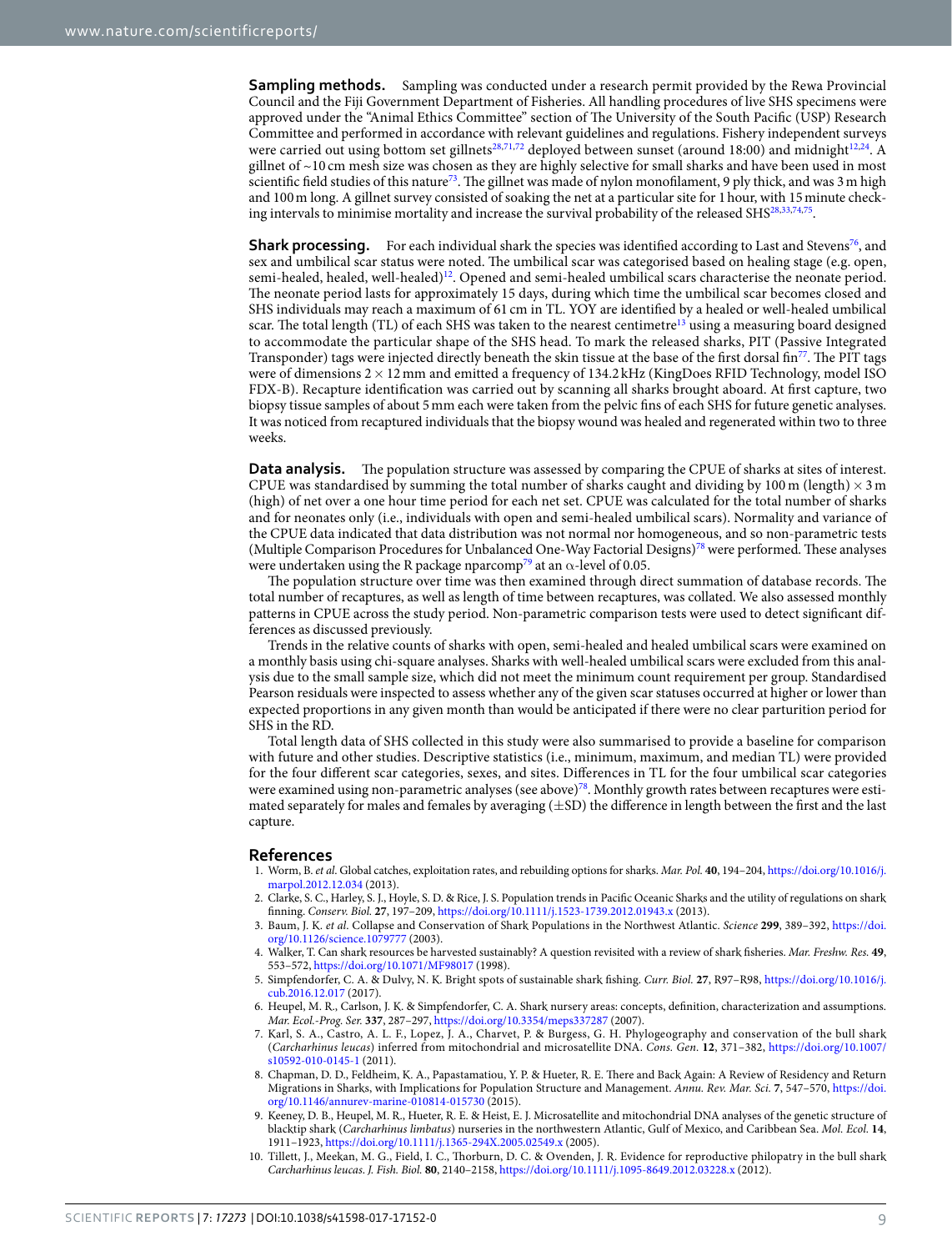**Sampling methods.** Sampling was conducted under a research permit provided by the Rewa Provincial Council and the Fiji Government Department of Fisheries. All handling procedures of live SHS specimens were approved under the "Animal Ethics Committee" section of The University of the South Pacific (USP) Research Committee and performed in accordance with relevant guidelines and regulations. Fishery independent surveys were carried out using bottom set gillnets[28,71,72] deployed between sunset (around 18:00) and midnight[12,24]. A gillnet of ~10 cm mesh size was chosen as they are highly selective for small sharks and have been used in most scientific field studies of this nature[73]. The gillnet was made of nylon monofilament, 9 ply thick, and was 3 m high and 100 m long. A gillnet survey consisted of soaking the net at a particular site for 1 hour, with 15 minute checking intervals to minimise mortality and increase the survival probability of the released SHS[28,33,74,75].

**Shark processing.** For each individual shark the species was identified according to Last and Stevens[76], and sex and umbilical scar status were noted. The umbilical scar was categorised based on healing stage (e.g. open, semi-healed, healed, well-healed)[12]. Opened and semi-healed umbilical scars characterise the neonate period. The neonate period lasts for approximately 15 days, during which time the umbilical scar becomes closed and SHS individuals may reach a maximum of 61 cm in TL. YOY are identified by a healed or well-healed umbilical scar. The total length (TL) of each SHS was taken to the nearest centimetre[13] using a measuring board designed to accommodate the particular shape of the SHS head. To mark the released sharks, PIT (Passive Integrated Transponder) tags were injected directly beneath the skin tissue at the base of the first dorsal fin[77]. The PIT tags were of dimensions 2 × 12 mm and emitted a frequency of 134.2 kHz (KingDoes RFID Technology, model ISO FDX-B). Recapture identification was carried out by scanning all sharks brought aboard. At first capture, two biopsy tissue samples of about 5 mm each were taken from the pelvic fins of each SHS for future genetic analyses. It was noticed from recaptured individuals that the biopsy wound was healed and regenerated within two to three weeks.

**Data analysis.** The population structure was assessed by comparing the CPUE of sharks at sites of interest. CPUE was standardised by summing the total number of sharks caught and dividing by 100 m (length) × 3 m (high) of net over a one hour time period for each net set. CPUE was calculated for the total number of sharks and for neonates only (i.e., individuals with open and semi-healed umbilical scars). Normality and variance of the CPUE data indicated that data distribution was not normal nor homogeneous, and so non-parametric tests (Multiple Comparison Procedures for Unbalanced One-Way Factorial Designs)[78] were performed. These analyses were undertaken using the R package nparcomp[79] at an $\alpha$-level of 0.05.

The population structure over time was then examined through direct summation of database records. The total number of recaptures, as well as length of time between recaptures, was collated. We also assessed monthly patterns in CPUE across the study period. Non-parametric comparison tests were used to detect significant differences as discussed previously.

Trends in the relative counts of sharks with open, semi-healed and healed umbilical scars were examined on a monthly basis using chi-square analyses. Sharks with well-healed umbilical scars were excluded from this analysis due to the small sample size, which did not meet the minimum count requirement per group. Standardised Pearson residuals were inspected to assess whether any of the given scar statuses occurred at higher or lower than expected proportions in any given month than would be anticipated if there were no clear parturition period for SHS in the RD.

Total length data of SHS collected in this study were also summarised to provide a baseline for comparison with future and other studies. Descriptive statistics (i.e., minimum, maximum, and median TL) were provided for the four different scar categories, sexes, and sites. Differences in TL for the four umbilical scar categories were examined using non-parametric analyses (see above)[78]. Monthly growth rates between recaptures were estimated separately for males and females by averaging (±SD) the difference in length between the first and the last capture.

## References

1. Worm, B. *et al*. Global catches, exploitation rates, and rebuilding options for sharks. *Mar. Pol.* **40**, 194–204, https://doi.org/10.1016/j.marpol.2012.12.034 (2013).
2. Clarke, S. C., Harley, S. J., Hoyle, S. D. & Rice, J. S. Population trends in Pacific Oceanic Sharks and the utility of regulations on shark finning. *Conserv. Biol.* **27**, 197–209, https://doi.org/10.1111/j.1523-1739.2012.01943.x (2013).
3. Baum, J. K. *et al*. Collapse and Conservation of Shark Populations in the Northwest Atlantic. *Science* **299**, 389–392, https://doi.org/10.1126/science.1079777 (2003).
4. Walker, T. Can shark resources be harvested sustainably? A question revisited with a review of shark fisheries. *Mar. Freshw. Res.* **49**, 553–572, https://doi.org/10.1071/MF98017 (1998).
5. Simpfendorfer, C. A. & Dulvy, N. K. Bright spots of sustainable shark fishing. *Curr. Biol.* **27**, R97–R98, https://doi.org/10.1016/j.cub.2016.12.017 (2017).
6. Heupel, M. R., Carlson, J. K. & Simpfendorfer, C. A. Shark nursery areas: concepts, definition, characterization and assumptions. *Mar. Ecol.-Prog. Ser.* **337**, 287–297, https://doi.org/10.3354/meps337287 (2007).
7. Karl, S. A., Castro, A. L. F., Lopez, J. A., Charvet, P. & Burgess, G. H. Phylogeography and conservation of the bull shark (*Carcharhinus leucas*) inferred from mitochondrial and microsatellite DNA. *Cons. Gen.* **12**, 371–382, https://doi.org/10.1007/s10592-010-0145-1 (2011).
8. Chapman, D. D., Feldheim, K. A., Papastamatiou, Y. P. & Hueter, R. E. There and Back Again: A Review of Residency and Return Migrations in Sharks, with Implications for Population Structure and Management. *Annu. Rev. Mar. Sci.* **7**, 547–570, https://doi.org/10.1146/annurev-marine-010814-015730 (2015).
9. Keeney, D. B., Heupel, M. R., Hueter, R. E. & Heist, E. J. Microsatellite and mitochondrial DNA analyses of the genetic structure of blacktip shark (*Carcharhinus limbatus*) nurseries in the northwestern Atlantic, Gulf of Mexico, and Caribbean Sea. *Mol. Ecol.* **14**, 1911–1923, https://doi.org/10.1111/j.1365-294X.2005.02549.x (2005).
10. Tillett, J., Meekan, M. G., Field, I. C., Thorburn, D. C. & Ovenden, J. R. Evidence for reproductive philopatry in the bull shark *Carcharhinus leucas*. *J. Fish. Biol.* **80**, 2140–2158, https://doi.org/10.1111/j.1095-8649.2012.03228.x (2012).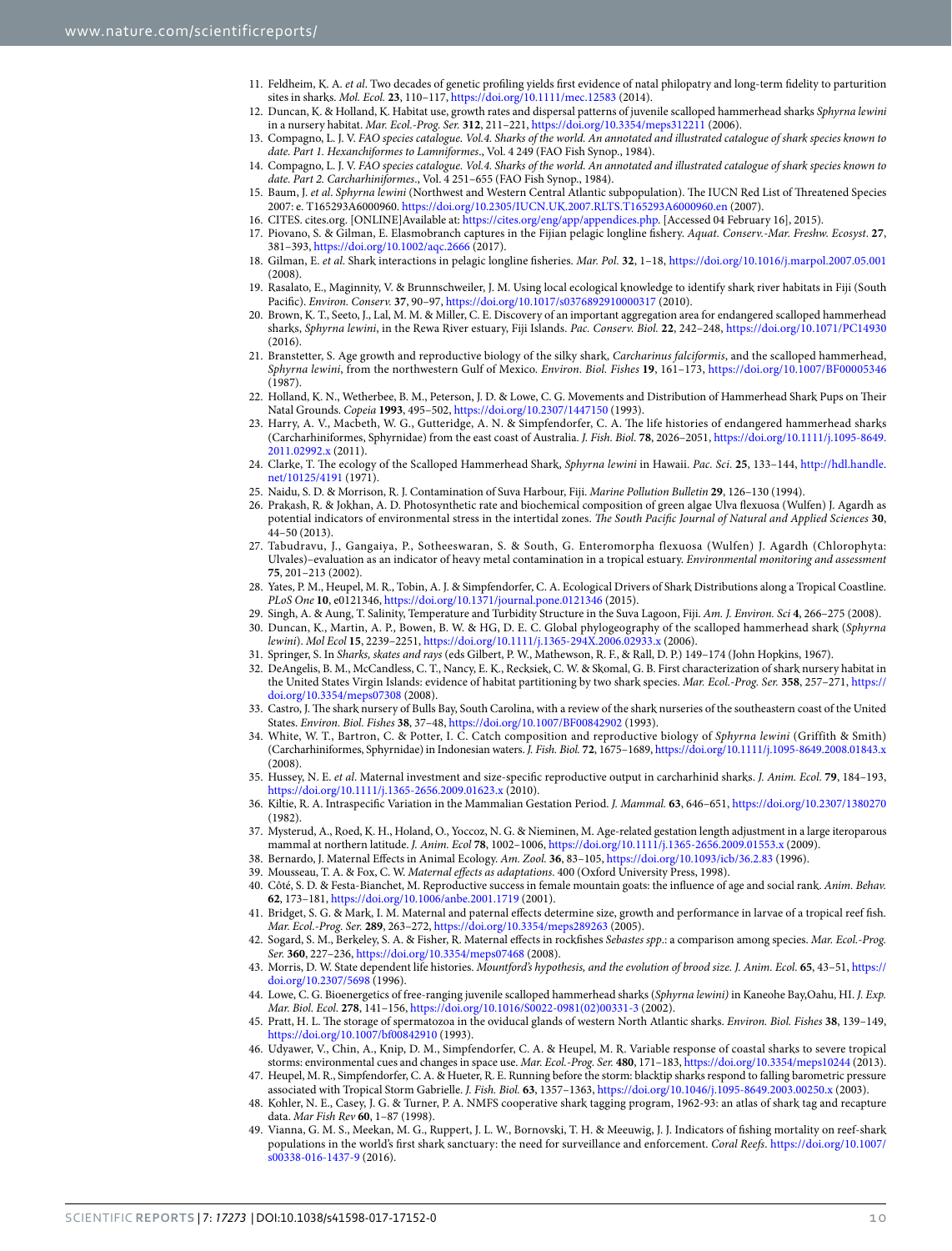11. Feldheim, K. A. *et al*. Two decades of genetic profiling yields first evidence of natal philopatry and long-term fidelity to parturition sites in sharks. *Mol. Ecol.* **23**, 110–117, https://doi.org/10.1111/mec.12583 (2014).
12. Duncan, K. & Holland, K. Habitat use, growth rates and dispersal patterns of juvenile scalloped hammerhead sharks *Sphyrna lewini* in a nursery habitat. *Mar. Ecol.-Prog. Ser.* **312**, 211–221, https://doi.org/10.3354/meps312211 (2006).
13. Compagno, L. J. V. *FAO species catalogue. Vol.4. Sharks of the world. An annotated and illustrated catalogue of shark species known to date. Part 1. Hexanchiformes to Lamniformes*., Vol. 4 249 (FAO Fish Synop., 1984).
14. Compagno, L. J. V. *FAO species catalogue. Vol.4. Sharks of the world. An annotated and illustrated catalogue of shark species known to date. Part 2. Carcharhiniformes*., Vol. 4 251–655 (FAO Fish Synop., 1984).
15. Baum, J. *et al*. *Sphyrna lewini* (Northwest and Western Central Atlantic subpopulation). The IUCN Red List of Threatened Species 2007: e. T165293A6000960. https://doi.org/10.2305/IUCN.UK.2007.RLTS.T165293A6000960.en (2007).
16. CITES. cites.org. [ONLINE]Available at: https://cites.org/eng/app/appendices.php. [Accessed 04 February 16], 2015).
17. Piovano, S. & Gilman, E. Elasmobranch captures in the Fijian pelagic longline fishery. *Aquat. Conserv.-Mar. Freshw. Ecosyst.* **27**, 381–393, https://doi.org/10.1002/aqc.2666 (2017).
18. Gilman, E. *et al*. Shark interactions in pelagic longline fisheries. *Mar. Pol.* **32**, 1–18, https://doi.org/10.1016/j.marpol.2007.05.001 (2008).
19. Rasalato, E., Maginnity, V. & Brunnschweiler, J. M. Using local ecological knowledge to identify shark river habitats in Fiji (South Pacific). *Environ. Conserv.* **37**, 90–97, https://doi.org/10.1017/s0376892910000317 (2010).
20. Brown, K. T., Seeto, J., Lal, M. M. & Miller, C. E. Discovery of an important aggregation area for endangered scalloped hammerhead sharks, *Sphyrna lewini*, in the Rewa River estuary, Fiji Islands. *Pac. Conserv. Biol.* **22**, 242–248, https://doi.org/10.1071/PC14930 (2016).
21. Branstetter, S. Age growth and reproductive biology of the silky shark, *Carcharinus falciformis*, and the scalloped hammerhead, *Sphyrna lewini*, from the northwestern Gulf of Mexico. *Environ. Biol. Fishes* **19**, 161–173, https://doi.org/10.1007/BF00005346 (1987).
22. Holland, K. N., Wetherbee, B. M., Peterson, J. D. & Lowe, C. G. Movements and Distribution of Hammerhead Shark Pups on Their Natal Grounds. *Copeia* **1993**, 495–502, https://doi.org/10.2307/1447150 (1993).
23. Harry, A. V., Macbeth, W. G., Gutteridge, A. N. & Simpfendorfer, C. A. The life histories of endangered hammerhead sharks (Carcharhiniformes, Sphyrnidae) from the east coast of Australia. *J. Fish. Biol.* **78**, 2026–2051, https://doi.org/10.1111/j.1095-8649.2011.02992.x (2011).
24. Clarke, T. The ecology of the Scalloped Hammerhead Shark, *Sphyrna lewini* in Hawaii. *Pac. Sci.* **25**, 133–144, http://hdl.handle.net/10125/4191 (1971).
25. Naidu, S. D. & Morrison, R. J. Contamination of Suva Harbour, Fiji. *Marine Pollution Bulletin* **29**, 126–130 (1994).
26. Prakash, R. & Jokhan, A. D. Photosynthetic rate and biochemical composition of green algae Ulva flexuosa (Wulfen) J. Agardh as potential indicators of environmental stress in the intertidal zones. *The South Pacific Journal of Natural and Applied Sciences* **30**, 44–50 (2013).
27. Tabudravu, J., Gangaiya, P., Sotheeswaran, S. & South, G. Enteromorpha flexuosa (Wulfen) J. Agardh (Chlorophyta: Ulvales)–evaluation as an indicator of heavy metal contamination in a tropical estuary. *Environmental monitoring and assessment* **75**, 201–213 (2002).
28. Yates, P. M., Heupel, M. R., Tobin, A. J. & Simpfendorfer, C. A. Ecological Drivers of Shark Distributions along a Tropical Coastline. *PLoS One* **10**, e0121346, https://doi.org/10.1371/journal.pone.0121346 (2015).
29. Singh, A. & Aung, T. Salinity, Temperature and Turbidity Structure in the Suva Lagoon, Fiji. *Am. J. Environ. Sci* **4**, 266–275 (2008).
30. Duncan, K., Martin, A. P., Bowen, B. W. & HG, D. E. C. Global phylogeography of the scalloped hammerhead shark (*Sphyrna lewini*). *Mol Ecol* **15**, 2239–2251, https://doi.org/10.1111/j.1365-294X.2006.02933.x (2006).
31. Springer, S. In *Sharks, skates and rays* (eds Gilbert, P. W., Mathewson, R. F., & Rall, D. P.) 149–174 (John Hopkins, 1967).
32. DeAngelis, B. M., McCandless, C. T., Nancy, E. K., Recksiek, C. W. & Skomal, G. B. First characterization of shark nursery habitat in the United States Virgin Islands: evidence of habitat partitioning by two shark species. *Mar. Ecol.-Prog. Ser.* **358**, 257–271, https://doi.org/10.3354/meps07308 (2008).
33. Castro, J. The shark nursery of Bulls Bay, South Carolina, with a review of the shark nurseries of the southeastern coast of the United States. *Environ. Biol. Fishes* **38**, 37–48, https://doi.org/10.1007/BF00842902 (1993).
34. White, W. T., Bartron, C. & Potter, I. C. Catch composition and reproductive biology of *Sphyrna lewini* (Griffith & Smith) (Carcharhiniformes, Sphyrnidae) in Indonesian waters. *J. Fish. Biol.* **72**, 1675–1689, https://doi.org/10.1111/j.1095-8649.2008.01843.x (2008).
35. Hussey, N. E. *et al*. Maternal investment and size-specific reproductive output in carcharhinid sharks. *J. Anim. Ecol.* **79**, 184–193, https://doi.org/10.1111/j.1365-2656.2009.01623.x (2010).
36. Kiltie, R. A. Intraspecific Variation in the Mammalian Gestation Period. *J. Mammal.* **63**, 646–651, https://doi.org/10.2307/1380270 (1982).
37. Mysterud, A., Roed, K. H., Holand, O., Yoccoz, N. G. & Nieminen, M. Age-related gestation length adjustment in a large iteroparous mammal at northern latitude. *J. Anim. Ecol* **78**, 1002–1006, https://doi.org/10.1111/j.1365-2656.2009.01553.x (2009).
38. Bernardo, J. Maternal Effects in Animal Ecology. *Am. Zool.* **36**, 83–105, https://doi.org/10.1093/icb/36.2.83 (1996).
39. Mousseau, T. A. & Fox, C. W. *Maternal effects as adaptations*. 400 (Oxford University Press, 1998).
40. Côté, S. D. & Festa-Bianchet, M. Reproductive success in female mountain goats: the influence of age and social rank. *Anim. Behav.* **62**, 173–181, https://doi.org/10.1006/anbe.2001.1719 (2001).
41. Bridget, S. G. & Mark, I. M. Maternal and paternal effects determine size, growth and performance in larvae of a tropical reef fish. *Mar. Ecol.-Prog. Ser.* **289**, 263–272, https://doi.org/10.3354/meps289263 (2005).
42. Sogard, S. M., Berkeley, S. A. & Fisher, R. Maternal effects in rockfishes *Sebastes spp*.: a comparison among species. *Mar. Ecol.-Prog. Ser.* **360**, 227–236, https://doi.org/10.3354/meps07468 (2008).
43. Morris, D. W. State dependent life histories. *Mountford's hypothesis, and the evolution of brood size. J. Anim. Ecol.* **65**, 43–51, https://doi.org/10.2307/5698 (1996).
44. Lowe, C. G. Bioenergetics of free-ranging juvenile scalloped hammerhead sharks (*Sphyrna lewini)* in Kaneohe Bay,Oahu, HI. *J. Exp. Mar. Biol. Ecol.* **278**, 141–156, https://doi.org/10.1016/S0022-0981(02)00331-3 (2002).
45. Pratt, H. L. The storage of spermatozoa in the oviducal glands of western North Atlantic sharks. *Environ. Biol. Fishes* **38**, 139–149, https://doi.org/10.1007/bf00842910 (1993).
46. Udyawer, V., Chin, A., Knip, D. M., Simpfendorfer, C. A. & Heupel, M. R. Variable response of coastal sharks to severe tropical storms: environmental cues and changes in space use. *Mar. Ecol.-Prog. Ser.* **480**, 171–183, https://doi.org/10.3354/meps10244 (2013).
47. Heupel, M. R., Simpfendorfer, C. A. & Hueter, R. E. Running before the storm: blacktip sharks respond to falling barometric pressure associated with Tropical Storm Gabrielle. *J. Fish. Biol.* **63**, 1357–1363, https://doi.org/10.1046/j.1095-8649.2003.00250.x (2003).
48. Kohler, N. E., Casey, J. G. & Turner, P. A. NMFS cooperative shark tagging program, 1962-93: an atlas of shark tag and recapture data. *Mar Fish Rev* **60**, 1–87 (1998).
49. Vianna, G. M. S., Meekan, M. G., Ruppert, J. L. W., Bornovski, T. H. & Meeuwig, J. J. Indicators of fishing mortality on reef-shark populations in the world's first shark sanctuary: the need for surveillance and enforcement. *Coral Reefs*. https://doi.org/10.1007/s00338-016-1437-9 (2016).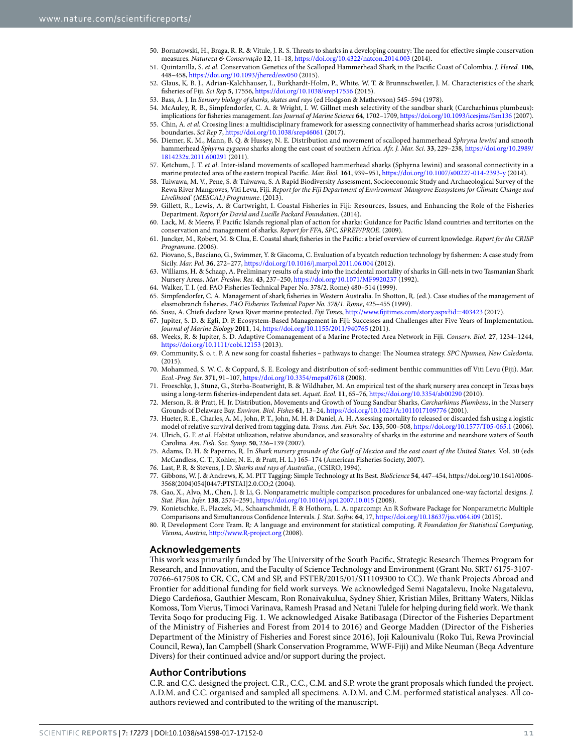50. Bornatowski, H., Braga, R. R. & Vitule, J. R. S. Threats to sharks in a developing country: The need for effective simple conservation measures. *Natureza & Conservação* **12**, 11–18, https://doi.org/10.4322/natcon.2014.003 (2014).
51. Quintanilla, S. *et al*. Conservation Genetics of the Scalloped Hammerhead Shark in the Pacific Coast of Colombia. *J. Hered.* **106**, 448–458, https://doi.org/10.1093/jhered/esv050 (2015).
52. Glaus, K. B. J., Adrian-Kalchhauser, I., Burkhardt-Holm, P., White, W. T. & Brunnschweiler, J. M. Characteristics of the shark fisheries of Fiji. *Sci Rep* **5**, 17556, https://doi.org/10.1038/srep17556 (2015).
53. Bass, A. J. In *Sensory biology of sharks, skates and rays* (ed Hodgson & Mathewson) 545–594 (1978).
54. McAuley, R. B., Simpfendorfer, C. A. & Wright, I. W. Gillnet mesh selectivity of the sandbar shark (Carcharhinus plumbeus): implications for fisheries management. *Ices Journal of Marine Science* **64**, 1702–1709, https://doi.org/10.1093/icesjms/fsm136 (2007).
55. Chin, A. *et al*. Crossing lines: a multidisciplinary framework for assessing connectivity of hammerhead sharks across jurisdictional boundaries. *Sci Rep* **7**, https://doi.org/10.1038/srep46061 (2017).
56. Diemer, K. M., Mann, B. Q. & Hussey, N. E. Distribution and movement of scalloped hammerhead *Sphyrna lewini* and smooth hammerhead *Sphyrna zygaena* sharks along the east coast of southern Africa. *Afr. J. Mar. Sci.* **33**, 229–238, https://doi.org/10.2989/1814232x.2011.600291 (2011).
57. Ketchum, J. T. *et al*. Inter-island movements of scalloped hammerhead sharks (Sphyrna lewini) and seasonal connectivity in a marine protected area of the eastern tropical Pacific. *Mar. Biol.* **161**, 939–951, https://doi.org/10.1007/s00227-014-2393-y (2014).
58. Tuiwawa, M. V., Pene, S. & Tuiwawa, S. A Rapid Biodiversity Assessment, Socioeconomic Study and Archaeological Survey of the Rewa River Mangroves, Viti Levu, Fiji. *Report for the Fiji Department of Environment 'Mangrove Ecosystems for Climate Change and Livelihood' (MESCAL) Programme*. (2013).
59. Gillett, R., Lewis, A. & Cartwright, I. Coastal Fisheries in Fiji: Resources, Issues, and Enhancing the Role of the Fisheries Department. *Report for David and Lucille Packard Foundation*. (2014).
60. Lack, M. & Meere, F. Pacific Islands regional plan of action for sharks: Guidance for Pacific Island countries and territories on the conservation and management of sharks. *Report for FFA, SPC, SPREP/PROE*. (2009).
61. Juncker, M., Robert, M. & Clua, E. Coastal shark fisheries in the Pacific: a brief overview of current knowledge. *Report for the CRISP Programme*. (2006).
62. Piovano, S., Basciano, G., Swimmer, Y. & Giacoma, C. Evaluation of a bycatch reduction technology by fishermen: A case study from Sicily. *Mar. Pol.* **36**, 272–277, https://doi.org/10.1016/j.marpol.2011.06.004 (2012).
63. Williams, H. & Schaap, A. Preliminary results of a study into the incidental mortality of sharks in Gill-nets in two Tasmanian Shark Nursery Areas. *Mar. Freshw. Res.* **43**, 237–250, https://doi.org/10.1071/MF9920237 (1992).
64. Walker, T. I. (ed. FAO Fisheries Technical Paper No. 378/2. Rome) 480–514 (1999).
65. Simpfendorfer, C. A. Management of shark fisheries in Western Australia. In Shotton, R. (ed.). Case studies of the management of elasmobranch fisheries. *FAO Fisheries Technical Paper No. 378/1. Rome*, 425–455 (1999).
66. Susu, A. Chiefs declare Rewa River marine protected. *Fiji Times*, http://www.fijitimes.com/story.aspx?id=403423 (2017).
67. Jupiter, S. D. & Egli, D. P. Ecosystem-Based Management in Fiji: Successes and Challenges after Five Years of Implementation. *Journal of Marine Biology* **2011**, 14, https://doi.org/10.1155/2011/940765 (2011).
68. Weeks, R. & Jupiter, S. D. Adaptive Comanagement of a Marine Protected Area Network in Fiji. *Conserv. Biol.* **27**, 1234–1244, https://doi.org/10.1111/cobi.12153 (2013).
69. Community, S. o. t. P. A new song for coastal fisheries – pathways to change: The Noumea strategy. *SPC Npumea, New Caledonia*. (2015).
70. Mohammed, S. W. C. & Coppard, S. E. Ecology and distribution of soft-sediment benthic communities off Viti Levu (Fiji). *Mar. Ecol.-Prog. Ser.* **371**, 91–107, https://doi.org/10.3354/meps07618 (2008).
71. Froeschke, J., Stunz, G., Sterba-Boatwright, B. & Wildhaber, M. An empirical test of the shark nursery area concept in Texas bays using a long-term fisheries-independent data set. *Aquat. Ecol.* **11**, 65–76, https://doi.org/10.3354/ab00290 (2010).
72. Merson, R. & Pratt, H. Jr. Distribution, Movements and Growth of Young Sandbar Sharks, *Carcharhinus Plumbeus*, in the Nursery Grounds of Delaware Bay. *Environ. Biol. Fishes* **61**, 13–24, https://doi.org/10.1023/A:1011017109776 (2001).
73. Hueter, R. E., Charles, A. M., John, P. T., John, M. H. & Daniel, A. H. Assessing mortality fo released or discarded fish using a logistic model of relative survival derived from tagging data. *Trans. Am. Fish. Soc.* **135**, 500–508, https://doi.org/10.1577/T05-065.1 (2006).
74. Ulrich, G. F. *et al*. Habitat utilization, relative abundance, and seasonality of sharks in the esturine and nearshore waters of South Carolina. *Am. Fish. Soc. Symp.* **50**, 236–139 (2007).
75. Adams, D. H. & Paperno, R. In *Shark nursery grounds of the Gulf of Mexico and the east coast of the United States*. Vol. 50 (eds McCandless, C. T., Kohler, N. E., & Pratt, H. L.) 165–174 (American Fisheries Society, 2007).
76. Last, P. R. & Stevens, J. D. *Sharks and rays of Australia*., (CSIRO, 1994).
77. Gibbons, W. J. & Andrews, K. M. PIT Tagging: Simple Technology at Its Best. *BioScience* **54**, 447–454, https://doi.org/10.1641/0006-3568(2004)054[0447:PTSTAI]2.0.CO;2 (2004).
78. Gao, X., Alvo, M., Chen, J. & Li, G. Nonparametric multiple comparison procedures for unbalanced one-way factorial designs. *J. Stat. Plan. Infer.* **138**, 2574–2591, https://doi.org/10.1016/j.jspi.2007.10.015 (2008).
79. Konietschke, F., Placzek, M., Schaarschmidt, F. & Hothorn, L. A. nparcomp: An R Software Package for Nonparametric Multiple Comparisons and Simultaneous Confidence Intervals. *J. Stat. Softw.* **64**, 17, https://doi.org/10.18637/jss.v064.i09 (2015).
80. R Development Core Team. R: A language and environment for statistical computing. *R Foundation for Statistical Computing, Vienna, Austria*, http://www.R-project.org (2008).

## Acknowledgements

This work was primarily funded by The University of the South Pacific, Strategic Research Themes Program for Research, and Innovation, and the Faculty of Science Technology and Environment (Grant No. SRT/ 6175-3107-70766-617508 to CR, CC, CM and SP, and FSTER/2015/01/S11109300 to CC). We thank Projects Abroad and Frontier for additional funding for field work surveys. We acknowledged Semi Nagatalevu, Inoke Nagatalevu, Diego Cardeñosa, Gauthier Mescam, Ron Ronaivakulua, Sydney Shier, Kristian Miles, Brittany Waters, Niklas Komoss, Tom Vierus, Timoci Varinava, Ramesh Prasad and Netani Tulele for helping during field work. We thank Tevita Soqo for producing Fig. 1. We acknowledged Aisake Batibasaga (Director of the Fisheries Department of the Ministry of Fisheries and Forest from 2014 to 2016) and George Madden (Director of the Fisheries Department of the Ministry of Fisheries and Forest since 2016), Joji Kalounivalu (Roko Tui, Rewa Provincial Council, Rewa), Ian Campbell (Shark Conservation Programme, WWF-Fiji) and Mike Neuman (Beqa Adventure Divers) for their continued advice and/or support during the project.

## Author Contributions

C.R. and C.C. designed the project. C.R., C.C., C.M. and S.P. wrote the grant proposals which funded the project. A.D.M. and C.C. organised and sampled all specimens. A.D.M. and C.M. performed statistical analyses. All co-authors reviewed and contributed to the writing of the manuscript.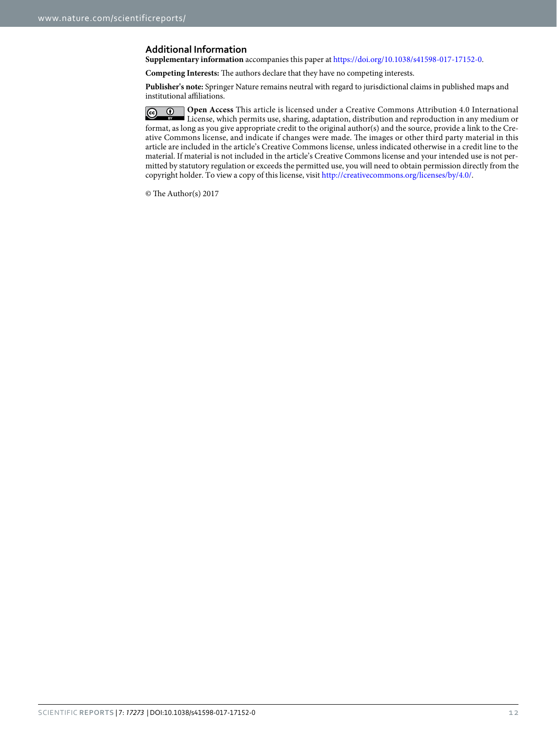## Additional Information

**Supplementary information** accompanies this paper at https://doi.org/10.1038/s41598-017-17152-0.

**Competing Interests:** The authors declare that they have no competing interests.

**Publisher's note:** Springer Nature remains neutral with regard to jurisdictional claims in published maps and institutional affiliations.

**Open Access** This article is licensed under a Creative Commons Attribution 4.0 International License, which permits use, sharing, adaptation, distribution and reproduction in any medium or format, as long as you give appropriate credit to the original author(s) and the source, provide a link to the Creative Commons license, and indicate if changes were made. The images or other third party material in this article are included in the article's Creative Commons license, unless indicated otherwise in a credit line to the material. If material is not included in the article's Creative Commons license and your intended use is not permitted by statutory regulation or exceeds the permitted use, you will need to obtain permission directly from the copyright holder. To view a copy of this license, visit http://creativecommons.org/licenses/by/4.0/.

© The Author(s) 2017